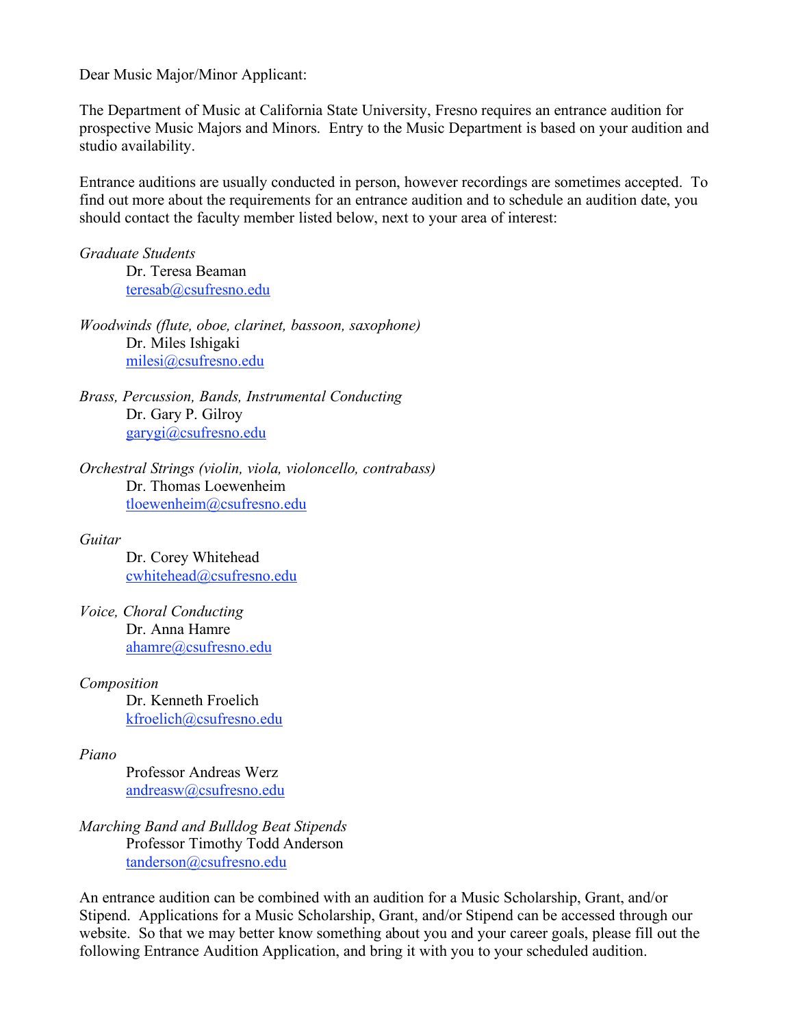Dear Music Major/Minor Applicant:

The Department of Music at California State University, Fresno requires an entrance audition for prospective Music Majors and Minors. Entry to the Music Department is based on your audition and studio availability.

Entrance auditions are usually conducted in person, however recordings are sometimes accepted. To find out more about the requirements for an entrance audition and to schedule an audition date, you should contact the faculty member listed below, next to your area of interest:

*Graduate Students*
Dr. Teresa Beaman
teresab@csufresno.edu

*Woodwinds (flute, oboe, clarinet, bassoon, saxophone)*
Dr. Miles Ishigaki
milesi@csufresno.edu

*Brass, Percussion, Bands, Instrumental Conducting*
Dr. Gary P. Gilroy
garygi@csufresno.edu

*Orchestral Strings (violin, viola, violoncello, contrabass)*
Dr. Thomas Loewenheim
tloewenheim@csufresno.edu

*Guitar*
Dr. Corey Whitehead
cwhitehead@csufresno.edu

*Voice, Choral Conducting*
Dr. Anna Hamre
ahamre@csufresno.edu

*Composition*
Dr. Kenneth Froelich
kfroelich@csufresno.edu

*Piano*
Professor Andreas Werz
andreasw@csufresno.edu

*Marching Band and Bulldog Beat Stipends*
Professor Timothy Todd Anderson
tanderson@csufresno.edu

An entrance audition can be combined with an audition for a Music Scholarship, Grant, and/or Stipend. Applications for a Music Scholarship, Grant, and/or Stipend can be accessed through our website. So that we may better know something about you and your career goals, please fill out the following Entrance Audition Application, and bring it with you to your scheduled audition.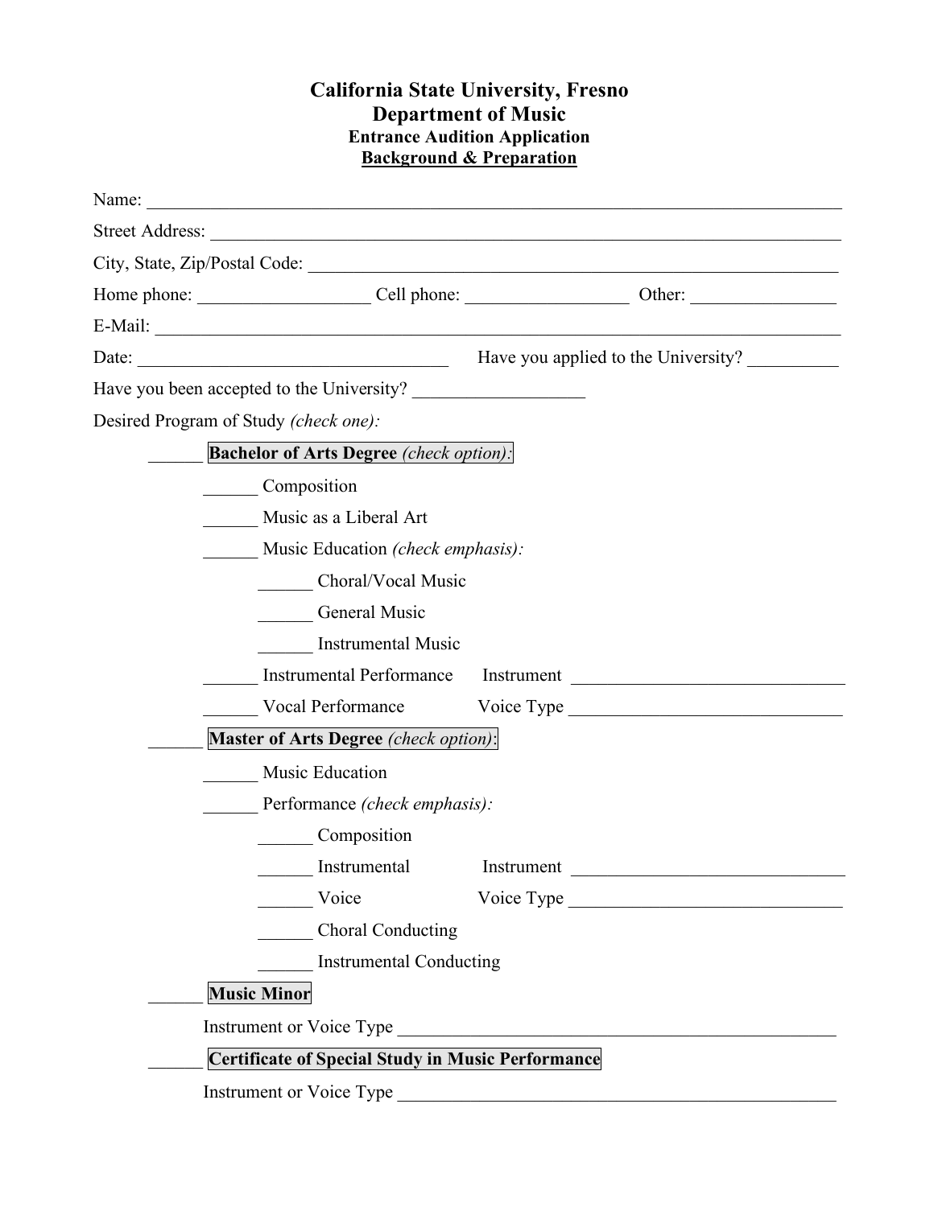# California State University, Fresno
## Department of Music
### Entrance Audition Application
### Background & Preparation

Name: ______________________________________________________________________________

Street Address: _______________________________________________________________________

City, State, Zip/Postal Code: ____________________________________________________________

Home phone: ___________________ Cell phone: __________________ Other: ________________

E-Mail: ______________________________________________________________________________

Date: __________________________________ Have you applied to the University? __________

Have you been accepted to the University? ___________________

Desired Program of Study *(check one):*

______ **Bachelor of Arts Degree** *(check option):*

- ______ Composition
- ______ Music as a Liberal Art
- ______ Music Education *(check emphasis):*
  - ______ Choral/Vocal Music
  - ______ General Music
  - ______ Instrumental Music
- ______ Instrumental Performance Instrument _______________________________
- ______ Vocal Performance Voice Type _______________________________

______ **Master of Arts Degree** *(check option)*:

- ______ Music Education
- ______ Performance *(check emphasis):*
  - ______ Composition
  - ______ Instrumental Instrument _______________________________
  - ______ Voice Voice Type _______________________________
  - ______ Choral Conducting
  - ______ Instrumental Conducting

______ **Music Minor**

Instrument or Voice Type __________________________________________________

______ **Certificate of Special Study in Music Performance**

Instrument or Voice Type __________________________________________________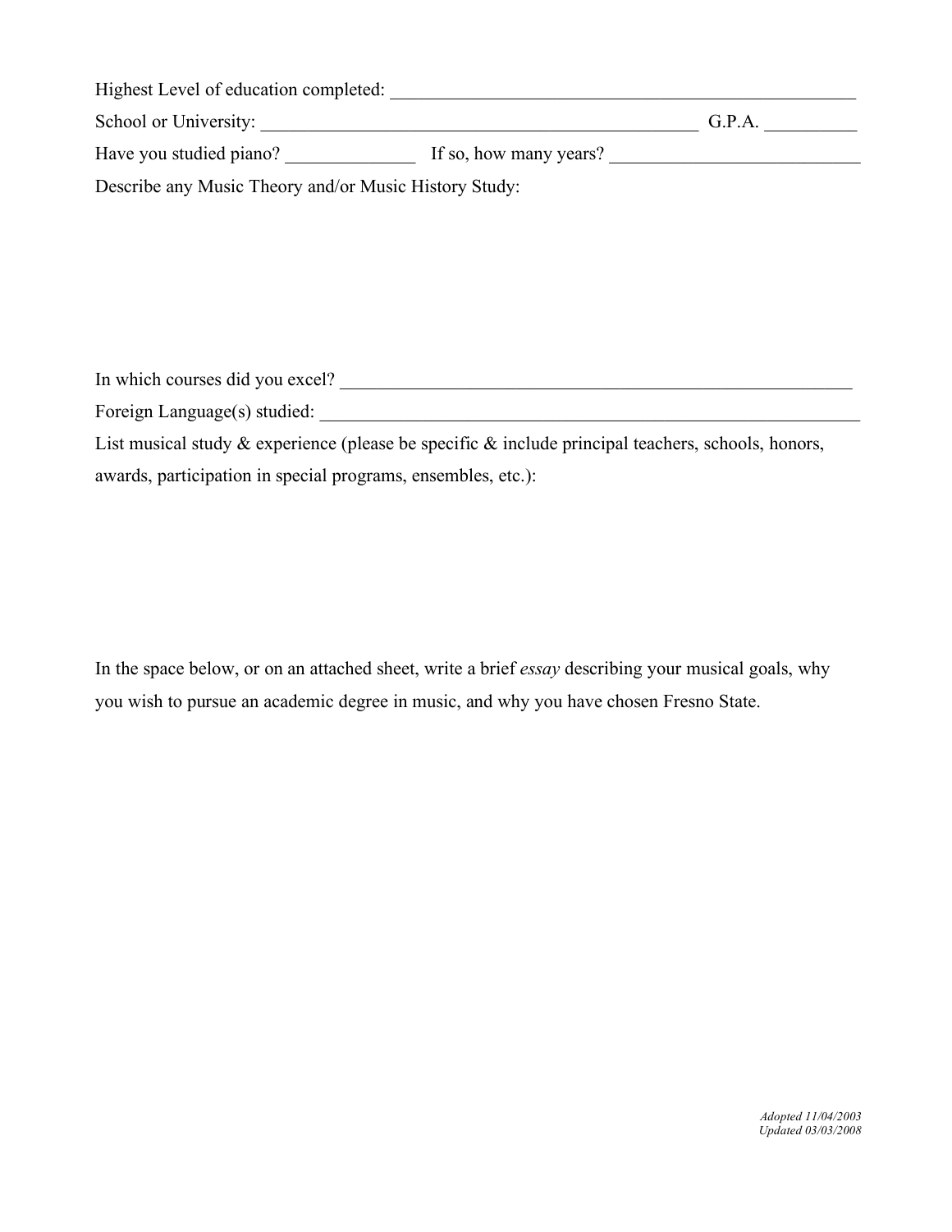Highest Level of education completed: ____________________________________________________

School or University: _________________________________________________ G.P.A. __________

Have you studied piano? ______________ If so, how many years? ___________________________

Describe any Music Theory and/or Music History Study:

In which courses did you excel? __________________________________________________________

Foreign Language(s) studied: _____________________________________________________________

List musical study & experience (please be specific & include principal teachers, schools, honors, awards, participation in special programs, ensembles, etc.):

In the space below, or on an attached sheet, write a brief *essay* describing your musical goals, why you wish to pursue an academic degree in music, and why you have chosen Fresno State.

*Adopted 11/04/2003*
*Updated 03/03/2008*